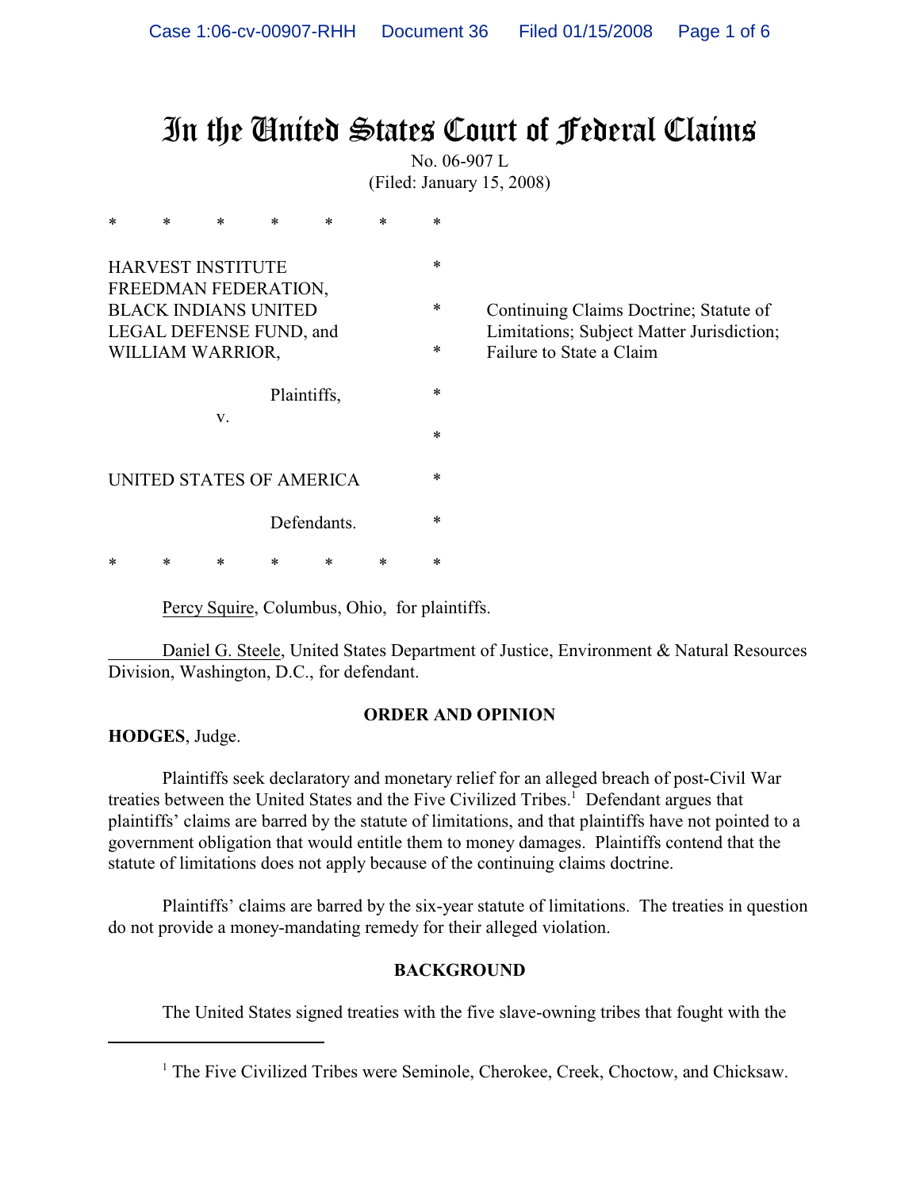# In the United States Court of Federal Claims

No. 06-907 L

(Filed: January 15, 2008)

\* \* \* \* \* \* \*

HARVEST INSTITUTE FREEDMAN FEDERATION, BLACK INDIANS UNITED LEGAL DEFENSE FUND, and WILLIAM WARRIOR,

Plaintiffs,

v.

UNITED STATES OF AMERICA

Defendants.

\* \* \* \* \* \* \*

Continuing Claims Doctrine; Statute of Limitations; Subject Matter Jurisdiction; Failure to State a Claim

Percy Squire, Columbus, Ohio, for plaintiffs.

Daniel G. Steele, United States Department of Justice, Environment & Natural Resources Division, Washington, D.C., for defendant.

**ORDER AND OPINION**

**HODGES**, Judge.

Plaintiffs seek declaratory and monetary relief for an alleged breach of post-Civil War treaties between the United States and the Five Civilized Tribes.[1] Defendant argues that plaintiffs' claims are barred by the statute of limitations, and that plaintiffs have not pointed to a government obligation that would entitle them to money damages. Plaintiffs contend that the statute of limitations does not apply because of the continuing claims doctrine.

Plaintiffs' claims are barred by the six-year statute of limitations. The treaties in question do not provide a money-mandating remedy for their alleged violation.

**BACKGROUND**

The United States signed treaties with the five slave-owning tribes that fought with the

[1] The Five Civilized Tribes were Seminole, Cherokee, Creek, Choctow, and Chicksaw.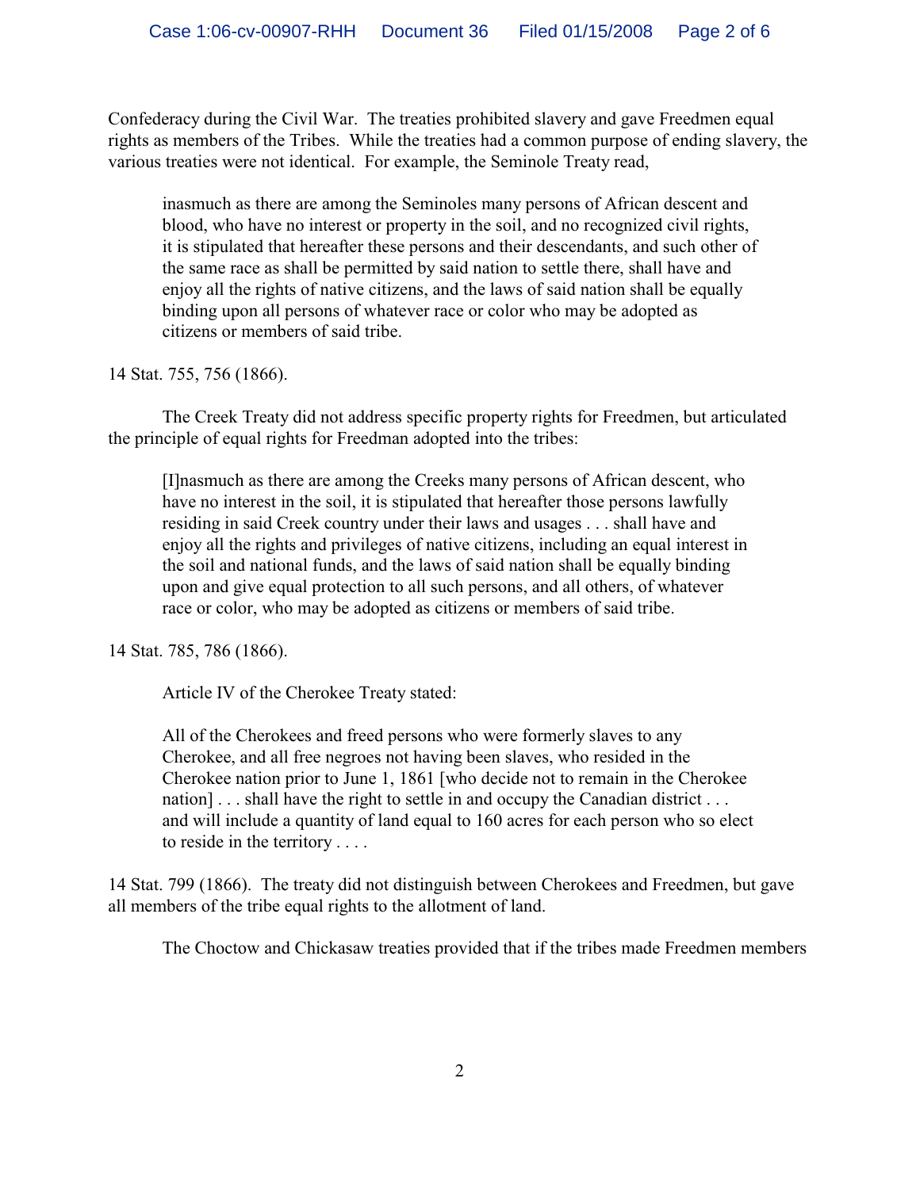Confederacy during the Civil War. The treaties prohibited slavery and gave Freedmen equal rights as members of the Tribes. While the treaties had a common purpose of ending slavery, the various treaties were not identical. For example, the Seminole Treaty read,

> inasmuch as there are among the Seminoles many persons of African descent and blood, who have no interest or property in the soil, and no recognized civil rights, it is stipulated that hereafter these persons and their descendants, and such other of the same race as shall be permitted by said nation to settle there, shall have and enjoy all the rights of native citizens, and the laws of said nation shall be equally binding upon all persons of whatever race or color who may be adopted as citizens or members of said tribe.

14 Stat. 755, 756 (1866).

The Creek Treaty did not address specific property rights for Freedmen, but articulated the principle of equal rights for Freedman adopted into the tribes:

> [I]nasmuch as there are among the Creeks many persons of African descent, who have no interest in the soil, it is stipulated that hereafter those persons lawfully residing in said Creek country under their laws and usages . . . shall have and enjoy all the rights and privileges of native citizens, including an equal interest in the soil and national funds, and the laws of said nation shall be equally binding upon and give equal protection to all such persons, and all others, of whatever race or color, who may be adopted as citizens or members of said tribe.

14 Stat. 785, 786 (1866).

Article IV of the Cherokee Treaty stated:

> All of the Cherokees and freed persons who were formerly slaves to any Cherokee, and all free negroes not having been slaves, who resided in the Cherokee nation prior to June 1, 1861 [who decide not to remain in the Cherokee nation] . . . shall have the right to settle in and occupy the Canadian district . . . and will include a quantity of land equal to 160 acres for each person who so elect to reside in the territory . . . .

14 Stat. 799 (1866). The treaty did not distinguish between Cherokees and Freedmen, but gave all members of the tribe equal rights to the allotment of land.

The Choctow and Chickasaw treaties provided that if the tribes made Freedmen members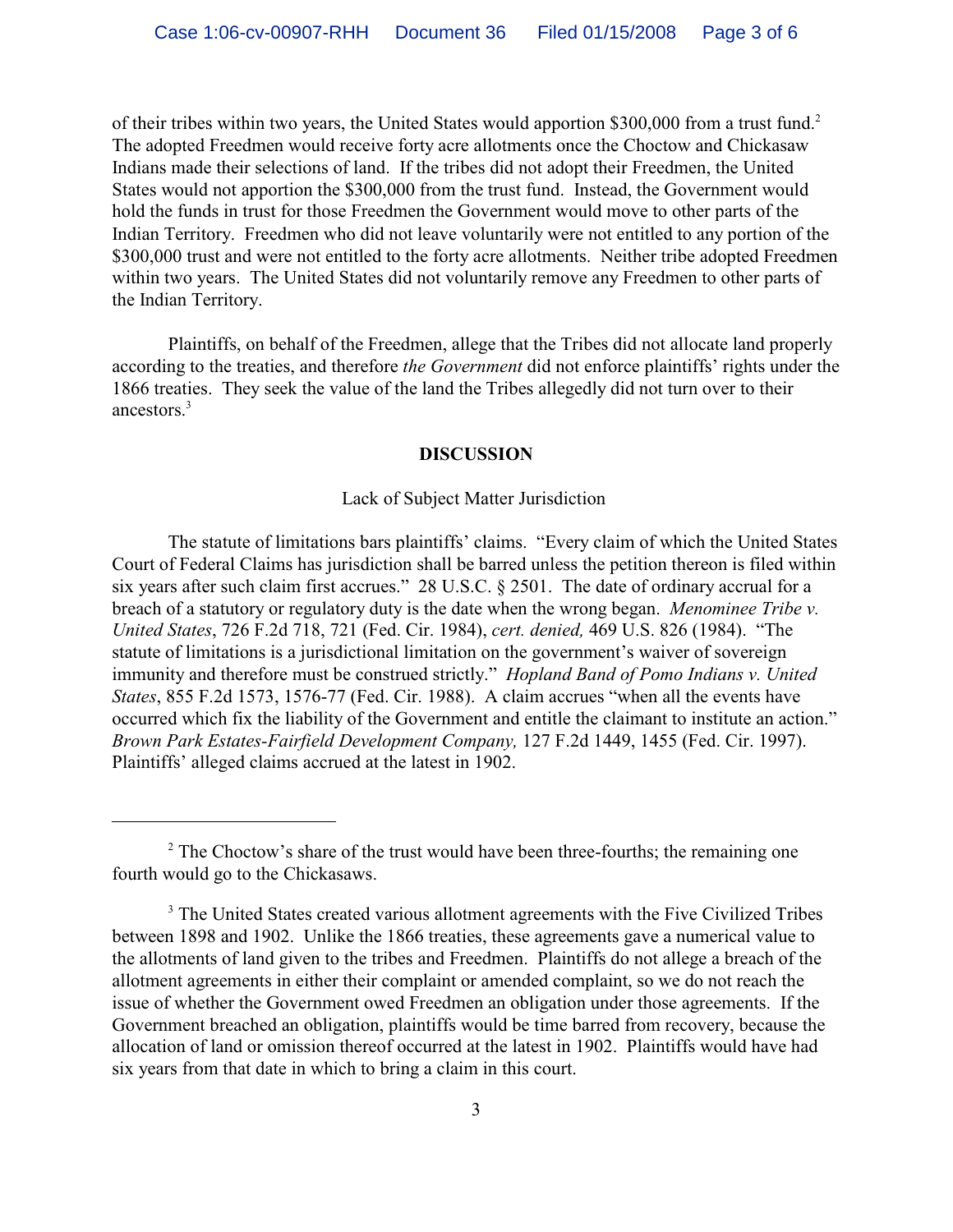of their tribes within two years, the United States would apportion $300,000 from a trust fund.[2] The adopted Freedmen would receive forty acre allotments once the Choctow and Chickasaw Indians made their selections of land. If the tribes did not adopt their Freedmen, the United States would not apportion the $300,000 from the trust fund. Instead, the Government would hold the funds in trust for those Freedmen the Government would move to other parts of the Indian Territory. Freedmen who did not leave voluntarily were not entitled to any portion of the $300,000 trust and were not entitled to the forty acre allotments. Neither tribe adopted Freedmen within two years. The United States did not voluntarily remove any Freedmen to other parts of the Indian Territory.

Plaintiffs, on behalf of the Freedmen, allege that the Tribes did not allocate land properly according to the treaties, and therefore *the Government* did not enforce plaintiffs' rights under the 1866 treaties. They seek the value of the land the Tribes allegedly did not turn over to their ancestors.[3]

**DISCUSSION**

Lack of Subject Matter Jurisdiction

The statute of limitations bars plaintiffs' claims. "Every claim of which the United States Court of Federal Claims has jurisdiction shall be barred unless the petition thereon is filed within six years after such claim first accrues." 28 U.S.C. § 2501. The date of ordinary accrual for a breach of a statutory or regulatory duty is the date when the wrong began. *Menominee Tribe v. United States*, 726 F.2d 718, 721 (Fed. Cir. 1984), *cert. denied,* 469 U.S. 826 (1984). "The statute of limitations is a jurisdictional limitation on the government's waiver of sovereign immunity and therefore must be construed strictly." *Hopland Band of Pomo Indians v. United States*, 855 F.2d 1573, 1576-77 (Fed. Cir. 1988). A claim accrues "when all the events have occurred which fix the liability of the Government and entitle the claimant to institute an action." *Brown Park Estates-Fairfield Development Company,* 127 F.2d 1449, 1455 (Fed. Cir. 1997). Plaintiffs' alleged claims accrued at the latest in 1902.

---

[2] The Choctow's share of the trust would have been three-fourths; the remaining one fourth would go to the Chickasaws.

[3] The United States created various allotment agreements with the Five Civilized Tribes between 1898 and 1902. Unlike the 1866 treaties, these agreements gave a numerical value to the allotments of land given to the tribes and Freedmen. Plaintiffs do not allege a breach of the allotment agreements in either their complaint or amended complaint, so we do not reach the issue of whether the Government owed Freedmen an obligation under those agreements. If the Government breached an obligation, plaintiffs would be time barred from recovery, because the allocation of land or omission thereof occurred at the latest in 1902. Plaintiffs would have had six years from that date in which to bring a claim in this court.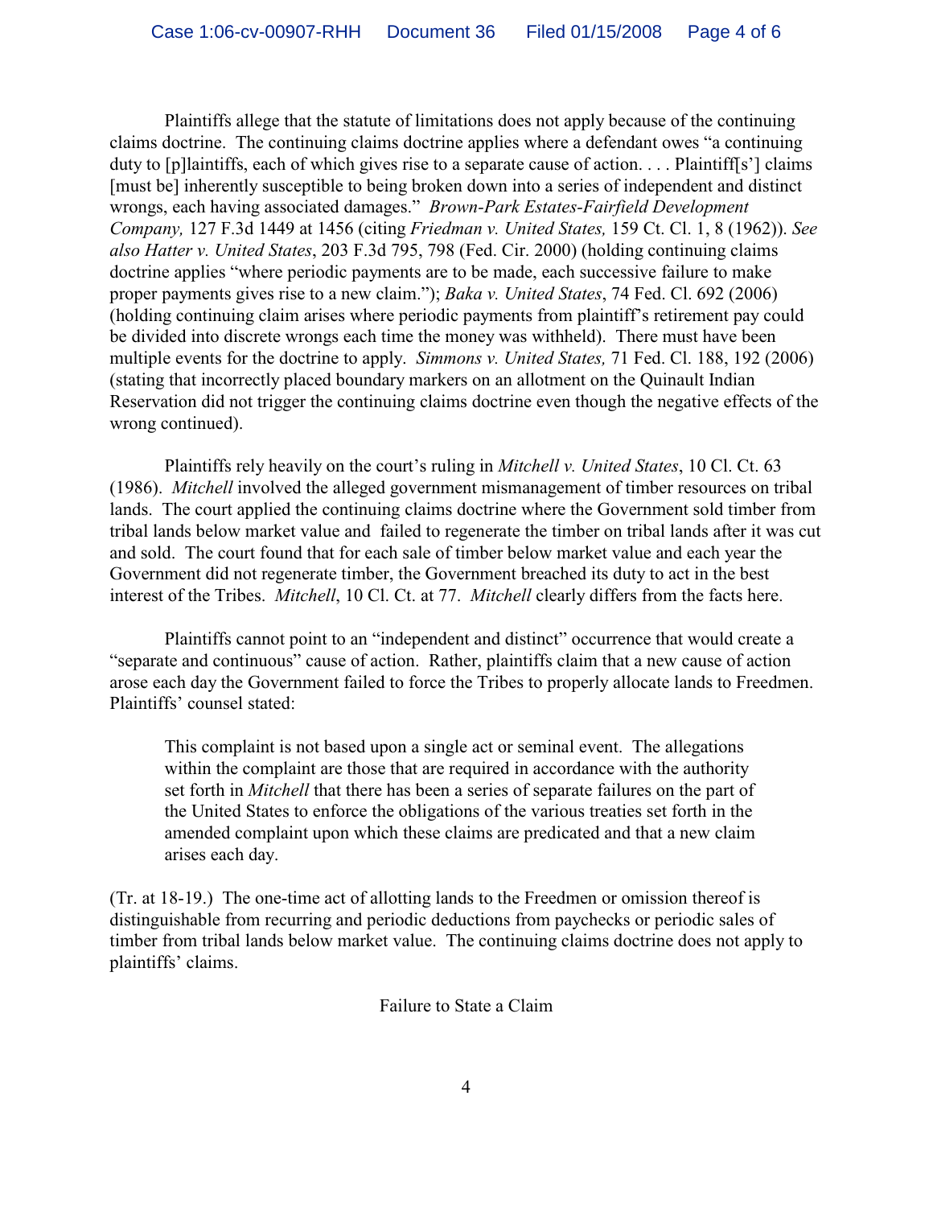Plaintiffs allege that the statute of limitations does not apply because of the continuing claims doctrine. The continuing claims doctrine applies where a defendant owes "a continuing duty to [p]laintiffs, each of which gives rise to a separate cause of action. . . . Plaintiff[s'] claims [must be] inherently susceptible to being broken down into a series of independent and distinct wrongs, each having associated damages." *Brown-Park Estates-Fairfield Development Company,* 127 F.3d 1449 at 1456 (citing *Friedman v. United States,* 159 Ct. Cl. 1, 8 (1962)). *See also Hatter v. United States*, 203 F.3d 795, 798 (Fed. Cir. 2000) (holding continuing claims doctrine applies "where periodic payments are to be made, each successive failure to make proper payments gives rise to a new claim."); *Baka v. United States*, 74 Fed. Cl. 692 (2006) (holding continuing claim arises where periodic payments from plaintiff's retirement pay could be divided into discrete wrongs each time the money was withheld). There must have been multiple events for the doctrine to apply. *Simmons v. United States,* 71 Fed. Cl. 188, 192 (2006) (stating that incorrectly placed boundary markers on an allotment on the Quinault Indian Reservation did not trigger the continuing claims doctrine even though the negative effects of the wrong continued).

Plaintiffs rely heavily on the court's ruling in *Mitchell v. United States*, 10 Cl. Ct. 63 (1986). *Mitchell* involved the alleged government mismanagement of timber resources on tribal lands. The court applied the continuing claims doctrine where the Government sold timber from tribal lands below market value and failed to regenerate the timber on tribal lands after it was cut and sold. The court found that for each sale of timber below market value and each year the Government did not regenerate timber, the Government breached its duty to act in the best interest of the Tribes. *Mitchell*, 10 Cl. Ct. at 77. *Mitchell* clearly differs from the facts here.

Plaintiffs cannot point to an "independent and distinct" occurrence that would create a "separate and continuous" cause of action. Rather, plaintiffs claim that a new cause of action arose each day the Government failed to force the Tribes to properly allocate lands to Freedmen. Plaintiffs' counsel stated:

> This complaint is not based upon a single act or seminal event. The allegations within the complaint are those that are required in accordance with the authority set forth in *Mitchell* that there has been a series of separate failures on the part of the United States to enforce the obligations of the various treaties set forth in the amended complaint upon which these claims are predicated and that a new claim arises each day.

(Tr. at 18-19.) The one-time act of allotting lands to the Freedmen or omission thereof is distinguishable from recurring and periodic deductions from paychecks or periodic sales of timber from tribal lands below market value. The continuing claims doctrine does not apply to plaintiffs' claims.

Failure to State a Claim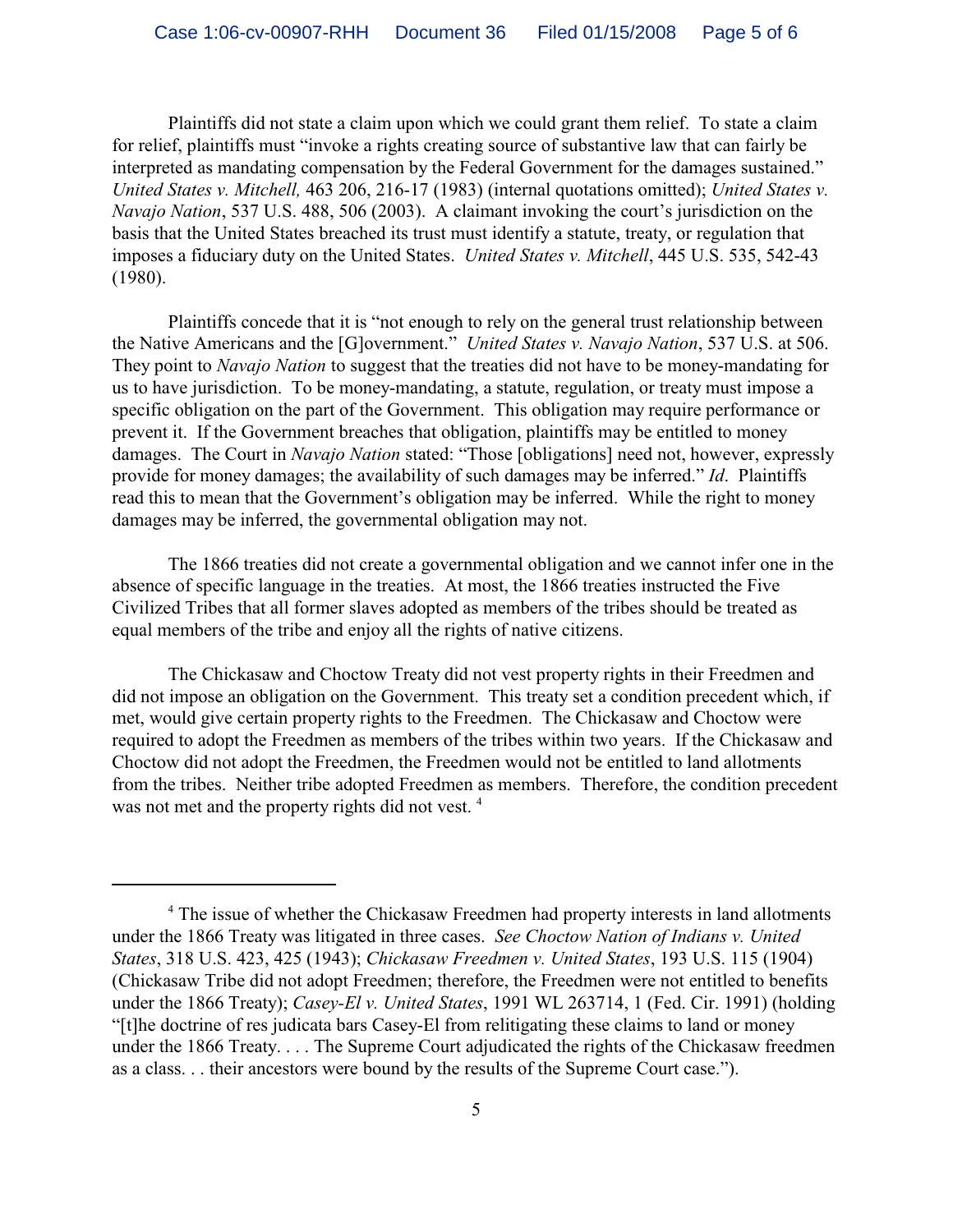Plaintiffs did not state a claim upon which we could grant them relief. To state a claim for relief, plaintiffs must "invoke a rights creating source of substantive law that can fairly be interpreted as mandating compensation by the Federal Government for the damages sustained." *United States v. Mitchell,* 463 206, 216-17 (1983) (internal quotations omitted); *United States v. Navajo Nation*, 537 U.S. 488, 506 (2003). A claimant invoking the court's jurisdiction on the basis that the United States breached its trust must identify a statute, treaty, or regulation that imposes a fiduciary duty on the United States. *United States v. Mitchell*, 445 U.S. 535, 542-43 (1980).

Plaintiffs concede that it is "not enough to rely on the general trust relationship between the Native Americans and the [G]overnment." *United States v. Navajo Nation*, 537 U.S. at 506. They point to *Navajo Nation* to suggest that the treaties did not have to be money-mandating for us to have jurisdiction. To be money-mandating, a statute, regulation, or treaty must impose a specific obligation on the part of the Government. This obligation may require performance or prevent it. If the Government breaches that obligation, plaintiffs may be entitled to money damages. The Court in *Navajo Nation* stated: "Those [obligations] need not, however, expressly provide for money damages; the availability of such damages may be inferred." *Id*. Plaintiffs read this to mean that the Government's obligation may be inferred. While the right to money damages may be inferred, the governmental obligation may not.

The 1866 treaties did not create a governmental obligation and we cannot infer one in the absence of specific language in the treaties. At most, the 1866 treaties instructed the Five Civilized Tribes that all former slaves adopted as members of the tribes should be treated as equal members of the tribe and enjoy all the rights of native citizens.

The Chickasaw and Choctow Treaty did not vest property rights in their Freedmen and did not impose an obligation on the Government. This treaty set a condition precedent which, if met, would give certain property rights to the Freedmen. The Chickasaw and Choctow were required to adopt the Freedmen as members of the tribes within two years. If the Chickasaw and Choctow did not adopt the Freedmen, the Freedmen would not be entitled to land allotments from the tribes. Neither tribe adopted Freedmen as members. Therefore, the condition precedent was not met and the property rights did not vest. [4]

---

[4] The issue of whether the Chickasaw Freedmen had property interests in land allotments under the 1866 Treaty was litigated in three cases. *See Choctow Nation of Indians v. United States*, 318 U.S. 423, 425 (1943); *Chickasaw Freedmen v. United States*, 193 U.S. 115 (1904) (Chickasaw Tribe did not adopt Freedmen; therefore, the Freedmen were not entitled to benefits under the 1866 Treaty); *Casey-El v. United States*, 1991 WL 263714, 1 (Fed. Cir. 1991) (holding "[t]he doctrine of res judicata bars Casey-El from relitigating these claims to land or money under the 1866 Treaty. . . . The Supreme Court adjudicated the rights of the Chickasaw freedmen as a class. . . their ancestors were bound by the results of the Supreme Court case.").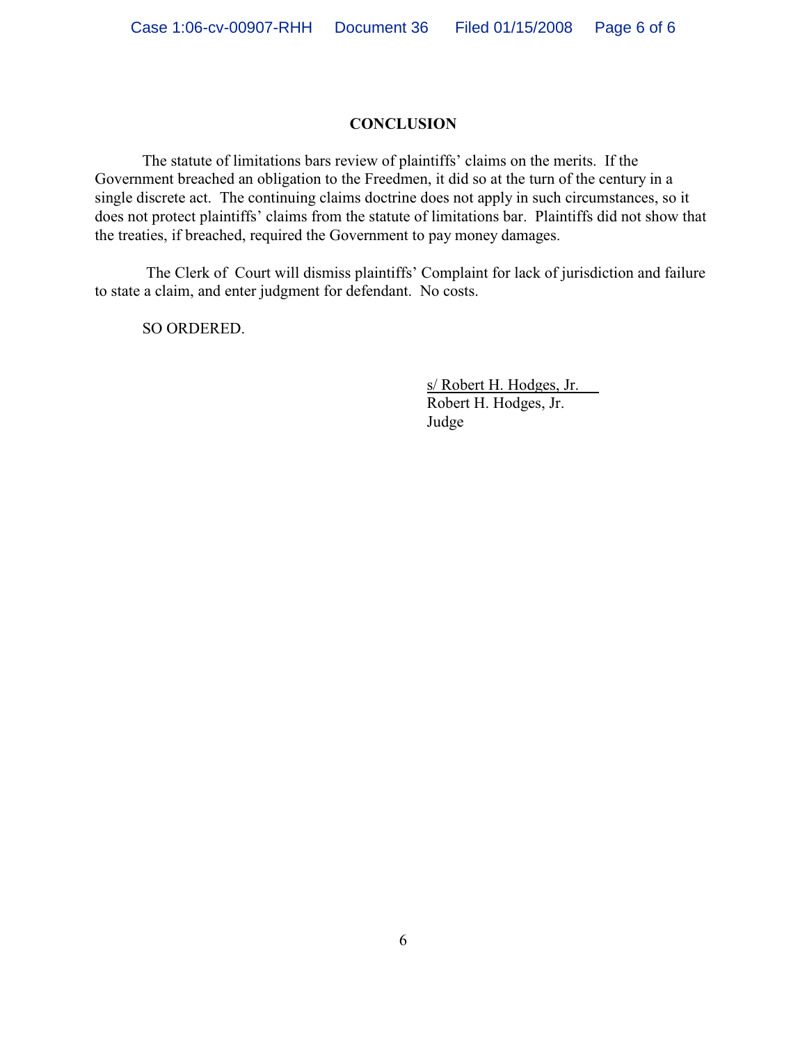## CONCLUSION

The statute of limitations bars review of plaintiffs' claims on the merits. If the Government breached an obligation to the Freedmen, it did so at the turn of the century in a single discrete act. The continuing claims doctrine does not apply in such circumstances, so it does not protect plaintiffs' claims from the statute of limitations bar. Plaintiffs did not show that the treaties, if breached, required the Government to pay money damages.

The Clerk of Court will dismiss plaintiffs' Complaint for lack of jurisdiction and failure to state a claim, and enter judgment for defendant. No costs.

SO ORDERED.

s/ Robert H. Hodges, Jr.
Robert H. Hodges, Jr.
Judge